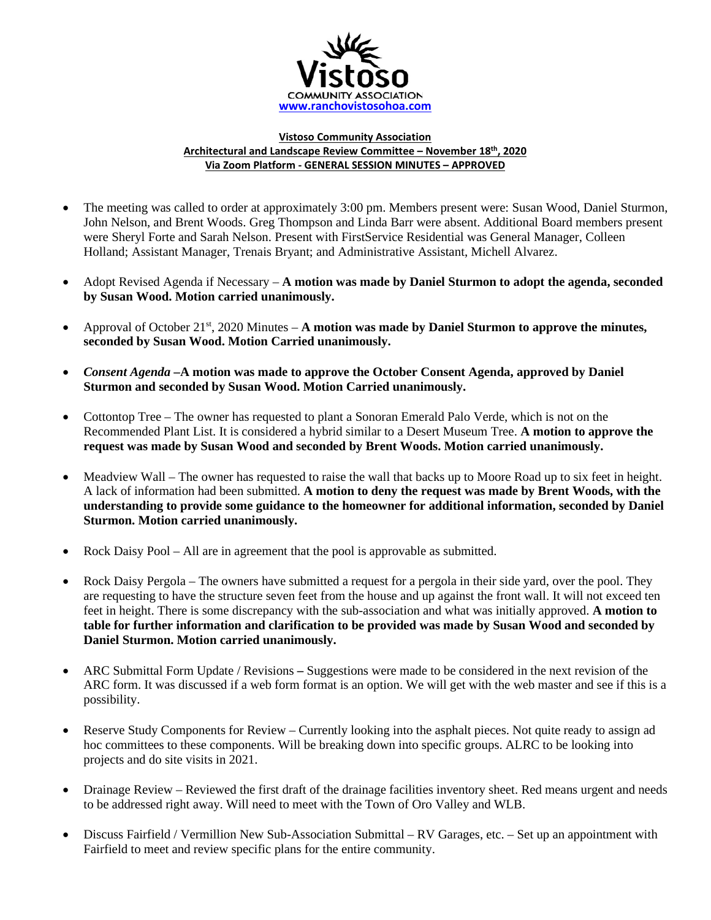Vistoso
COMMUNITY ASSOCIATION
www.ranchovistosohoa.com

**Vistoso Community Association**
**Architectural and Landscape Review Committee – November 18th, 2020**
**Via Zoom Platform - GENERAL SESSION MINUTES – APPROVED**

- The meeting was called to order at approximately 3:00 pm. Members present were: Susan Wood, Daniel Sturmon, John Nelson, and Brent Woods. Greg Thompson and Linda Barr were absent. Additional Board members present were Sheryl Forte and Sarah Nelson. Present with FirstService Residential was General Manager, Colleen Holland; Assistant Manager, Trenais Bryant; and Administrative Assistant, Michell Alvarez.

- Adopt Revised Agenda if Necessary – **A motion was made by Daniel Sturmon to adopt the agenda, seconded by Susan Wood. Motion carried unanimously.**

- Approval of October 21st, 2020 Minutes – **A motion was made by Daniel Sturmon to approve the minutes, seconded by Susan Wood. Motion Carried unanimously.**

- ***Consent Agenda* –A motion was made to approve the October Consent Agenda, approved by Daniel Sturmon and seconded by Susan Wood. Motion Carried unanimously.**

- Cottontop Tree – The owner has requested to plant a Sonoran Emerald Palo Verde, which is not on the Recommended Plant List. It is considered a hybrid similar to a Desert Museum Tree. **A motion to approve the request was made by Susan Wood and seconded by Brent Woods. Motion carried unanimously.**

- Meadview Wall – The owner has requested to raise the wall that backs up to Moore Road up to six feet in height. A lack of information had been submitted. **A motion to deny the request was made by Brent Woods, with the understanding to provide some guidance to the homeowner for additional information, seconded by Daniel Sturmon. Motion carried unanimously.**

- Rock Daisy Pool – All are in agreement that the pool is approvable as submitted.

- Rock Daisy Pergola – The owners have submitted a request for a pergola in their side yard, over the pool. They are requesting to have the structure seven feet from the house and up against the front wall. It will not exceed ten feet in height. There is some discrepancy with the sub-association and what was initially approved. **A motion to table for further information and clarification to be provided was made by Susan Wood and seconded by Daniel Sturmon. Motion carried unanimously.**

- ARC Submittal Form Update / Revisions **–** Suggestions were made to be considered in the next revision of the ARC form. It was discussed if a web form format is an option. We will get with the web master and see if this is a possibility.

- Reserve Study Components for Review – Currently looking into the asphalt pieces. Not quite ready to assign ad hoc committees to these components. Will be breaking down into specific groups. ALRC to be looking into projects and do site visits in 2021.

- Drainage Review – Reviewed the first draft of the drainage facilities inventory sheet. Red means urgent and needs to be addressed right away. Will need to meet with the Town of Oro Valley and WLB.

- Discuss Fairfield / Vermillion New Sub-Association Submittal – RV Garages, etc. – Set up an appointment with Fairfield to meet and review specific plans for the entire community.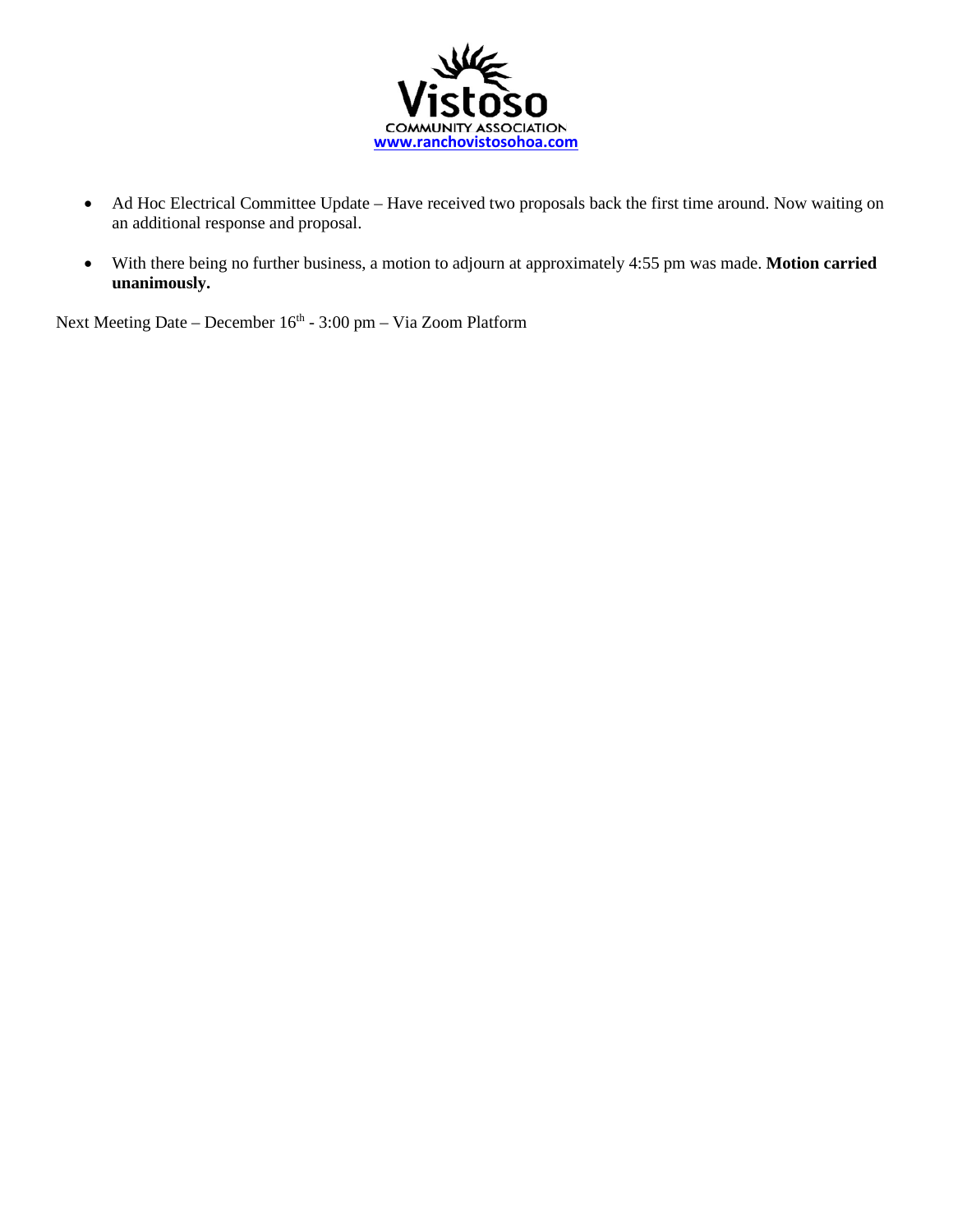- Ad Hoc Electrical Committee Update – Have received two proposals back the first time around. Now waiting on an additional response and proposal.
- With there being no further business, a motion to adjourn at approximately 4:55 pm was made. **Motion carried unanimously.**

Next Meeting Date – December 16th - 3:00 pm – Via Zoom Platform